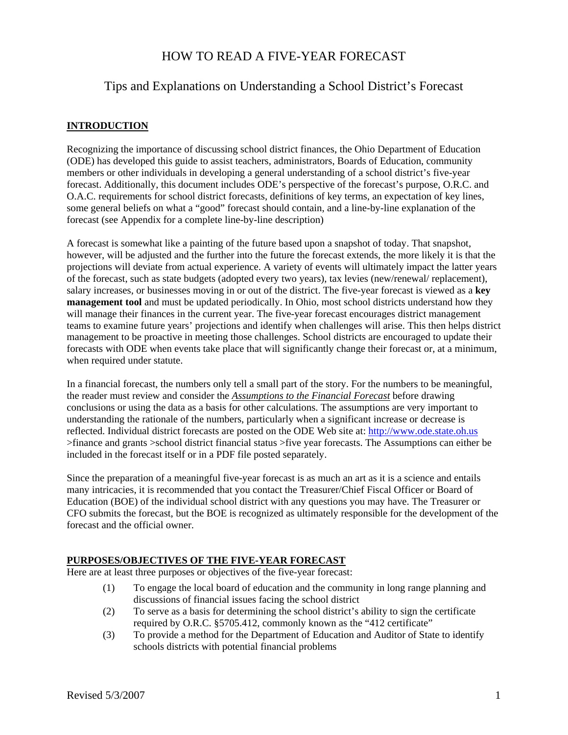# HOW TO READ A FIVE-YEAR FORECAST

## Tips and Explanations on Understanding a School District's Forecast

**INTRODUCTION**

Recognizing the importance of discussing school district finances, the Ohio Department of Education (ODE) has developed this guide to assist teachers, administrators, Boards of Education, community members or other individuals in developing a general understanding of a school district's five-year forecast. Additionally, this document includes ODE's perspective of the forecast's purpose, O.R.C. and O.A.C. requirements for school district forecasts, definitions of key terms, an expectation of key lines, some general beliefs on what a "good" forecast should contain, and a line-by-line explanation of the forecast (see Appendix for a complete line-by-line description)

A forecast is somewhat like a painting of the future based upon a snapshot of today. That snapshot, however, will be adjusted and the further into the future the forecast extends, the more likely it is that the projections will deviate from actual experience. A variety of events will ultimately impact the latter years of the forecast, such as state budgets (adopted every two years), tax levies (new/renewal/ replacement), salary increases, or businesses moving in or out of the district. The five-year forecast is viewed as a **key management tool** and must be updated periodically. In Ohio, most school districts understand how they will manage their finances in the current year. The five-year forecast encourages district management teams to examine future years' projections and identify when challenges will arise. This then helps district management to be proactive in meeting those challenges. School districts are encouraged to update their forecasts with ODE when events take place that will significantly change their forecast or, at a minimum, when required under statute.

In a financial forecast, the numbers only tell a small part of the story. For the numbers to be meaningful, the reader must review and consider the ***Assumptions to the Financial Forecast*** before drawing conclusions or using the data as a basis for other calculations. The assumptions are very important to understanding the rationale of the numbers, particularly when a significant increase or decrease is reflected. Individual district forecasts are posted on the ODE Web site at: http://www.ode.state.oh.us >finance and grants >school district financial status >five year forecasts. The Assumptions can either be included in the forecast itself or in a PDF file posted separately.

Since the preparation of a meaningful five-year forecast is as much an art as it is a science and entails many intricacies, it is recommended that you contact the Treasurer/Chief Fiscal Officer or Board of Education (BOE) of the individual school district with any questions you may have. The Treasurer or CFO submits the forecast, but the BOE is recognized as ultimately responsible for the development of the forecast and the official owner.

**PURPOSES/OBJECTIVES OF THE FIVE-YEAR FORECAST**

Here are at least three purposes or objectives of the five-year forecast:

(1) To engage the local board of education and the community in long range planning and discussions of financial issues facing the school district

(2) To serve as a basis for determining the school district's ability to sign the certificate required by O.R.C. §5705.412, commonly known as the "412 certificate"

(3) To provide a method for the Department of Education and Auditor of State to identify schools districts with potential financial problems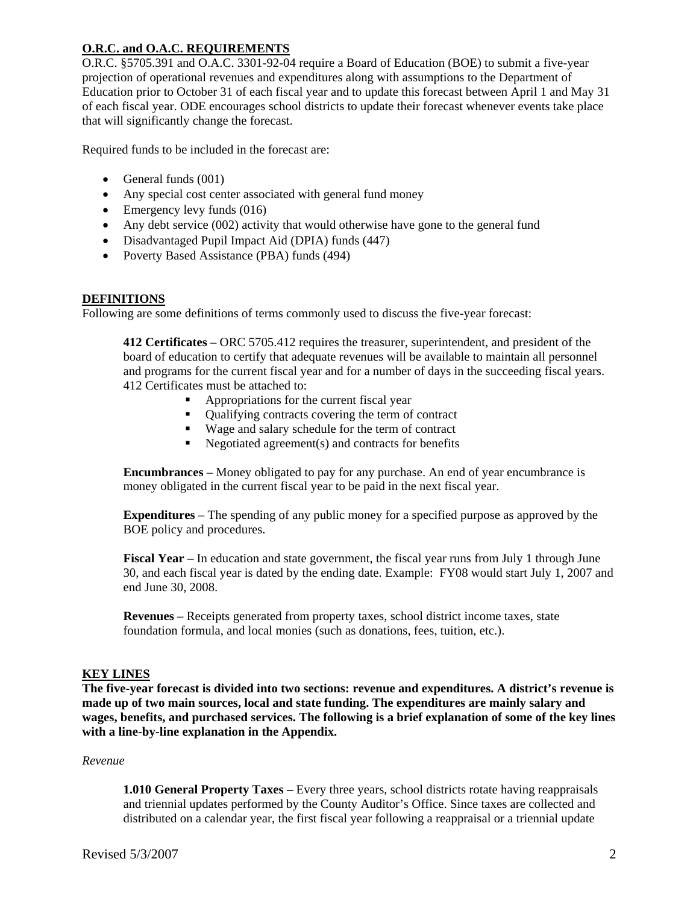## O.R.C. and O.A.C. REQUIREMENTS

O.R.C. §5705.391 and O.A.C. 3301-92-04 require a Board of Education (BOE) to submit a five-year projection of operational revenues and expenditures along with assumptions to the Department of Education prior to October 31 of each fiscal year and to update this forecast between April 1 and May 31 of each fiscal year. ODE encourages school districts to update their forecast whenever events take place that will significantly change the forecast.

Required funds to be included in the forecast are:

- General funds (001)
- Any special cost center associated with general fund money
- Emergency levy funds (016)
- Any debt service (002) activity that would otherwise have gone to the general fund
- Disadvantaged Pupil Impact Aid (DPIA) funds (447)
- Poverty Based Assistance (PBA) funds (494)

## DEFINITIONS

Following are some definitions of terms commonly used to discuss the five-year forecast:

**412 Certificates** – ORC 5705.412 requires the treasurer, superintendent, and president of the board of education to certify that adequate revenues will be available to maintain all personnel and programs for the current fiscal year and for a number of days in the succeeding fiscal years. 412 Certificates must be attached to:

- Appropriations for the current fiscal year
- Qualifying contracts covering the term of contract
- Wage and salary schedule for the term of contract
- Negotiated agreement(s) and contracts for benefits

**Encumbrances** – Money obligated to pay for any purchase. An end of year encumbrance is money obligated in the current fiscal year to be paid in the next fiscal year.

**Expenditures** – The spending of any public money for a specified purpose as approved by the BOE policy and procedures.

**Fiscal Year** – In education and state government, the fiscal year runs from July 1 through June 30, and each fiscal year is dated by the ending date. Example: FY08 would start July 1, 2007 and end June 30, 2008.

**Revenues** – Receipts generated from property taxes, school district income taxes, state foundation formula, and local monies (such as donations, fees, tuition, etc.).

## KEY LINES

**The five-year forecast is divided into two sections: revenue and expenditures. A district's revenue is made up of two main sources, local and state funding. The expenditures are mainly salary and wages, benefits, and purchased services. The following is a brief explanation of some of the key lines with a line-by-line explanation in the Appendix.**

*Revenue*

**1.010 General Property Taxes –** Every three years, school districts rotate having reappraisals and triennial updates performed by the County Auditor's Office. Since taxes are collected and distributed on a calendar year, the first fiscal year following a reappraisal or a triennial update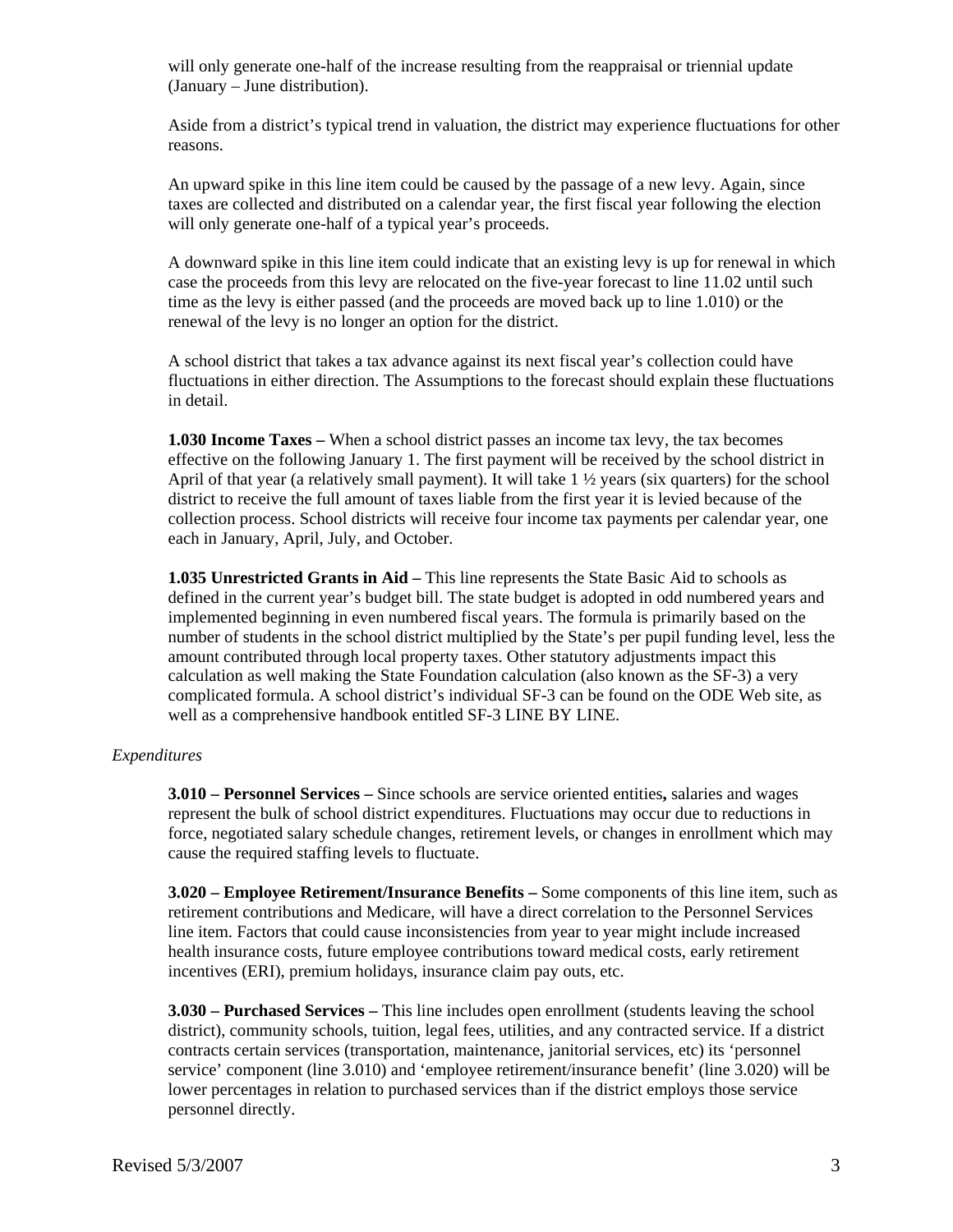will only generate one-half of the increase resulting from the reappraisal or triennial update (January – June distribution).

Aside from a district's typical trend in valuation, the district may experience fluctuations for other reasons.

An upward spike in this line item could be caused by the passage of a new levy. Again, since taxes are collected and distributed on a calendar year, the first fiscal year following the election will only generate one-half of a typical year's proceeds.

A downward spike in this line item could indicate that an existing levy is up for renewal in which case the proceeds from this levy are relocated on the five-year forecast to line 11.02 until such time as the levy is either passed (and the proceeds are moved back up to line 1.010) or the renewal of the levy is no longer an option for the district.

A school district that takes a tax advance against its next fiscal year's collection could have fluctuations in either direction. The Assumptions to the forecast should explain these fluctuations in detail.

**1.030 Income Taxes –** When a school district passes an income tax levy, the tax becomes effective on the following January 1. The first payment will be received by the school district in April of that year (a relatively small payment). It will take 1 ½ years (six quarters) for the school district to receive the full amount of taxes liable from the first year it is levied because of the collection process. School districts will receive four income tax payments per calendar year, one each in January, April, July, and October.

**1.035 Unrestricted Grants in Aid –** This line represents the State Basic Aid to schools as defined in the current year's budget bill. The state budget is adopted in odd numbered years and implemented beginning in even numbered fiscal years. The formula is primarily based on the number of students in the school district multiplied by the State's per pupil funding level, less the amount contributed through local property taxes. Other statutory adjustments impact this calculation as well making the State Foundation calculation (also known as the SF-3) a very complicated formula. A school district's individual SF-3 can be found on the ODE Web site, as well as a comprehensive handbook entitled SF-3 LINE BY LINE.

*Expenditures*

**3.010 – Personnel Services –** Since schools are service oriented entities**,** salaries and wages represent the bulk of school district expenditures. Fluctuations may occur due to reductions in force, negotiated salary schedule changes, retirement levels, or changes in enrollment which may cause the required staffing levels to fluctuate.

**3.020 – Employee Retirement/Insurance Benefits –** Some components of this line item, such as retirement contributions and Medicare, will have a direct correlation to the Personnel Services line item. Factors that could cause inconsistencies from year to year might include increased health insurance costs, future employee contributions toward medical costs, early retirement incentives (ERI), premium holidays, insurance claim pay outs, etc.

**3.030 – Purchased Services –** This line includes open enrollment (students leaving the school district), community schools, tuition, legal fees, utilities, and any contracted service. If a district contracts certain services (transportation, maintenance, janitorial services, etc) its 'personnel service' component (line 3.010) and 'employee retirement/insurance benefit' (line 3.020) will be lower percentages in relation to purchased services than if the district employs those service personnel directly.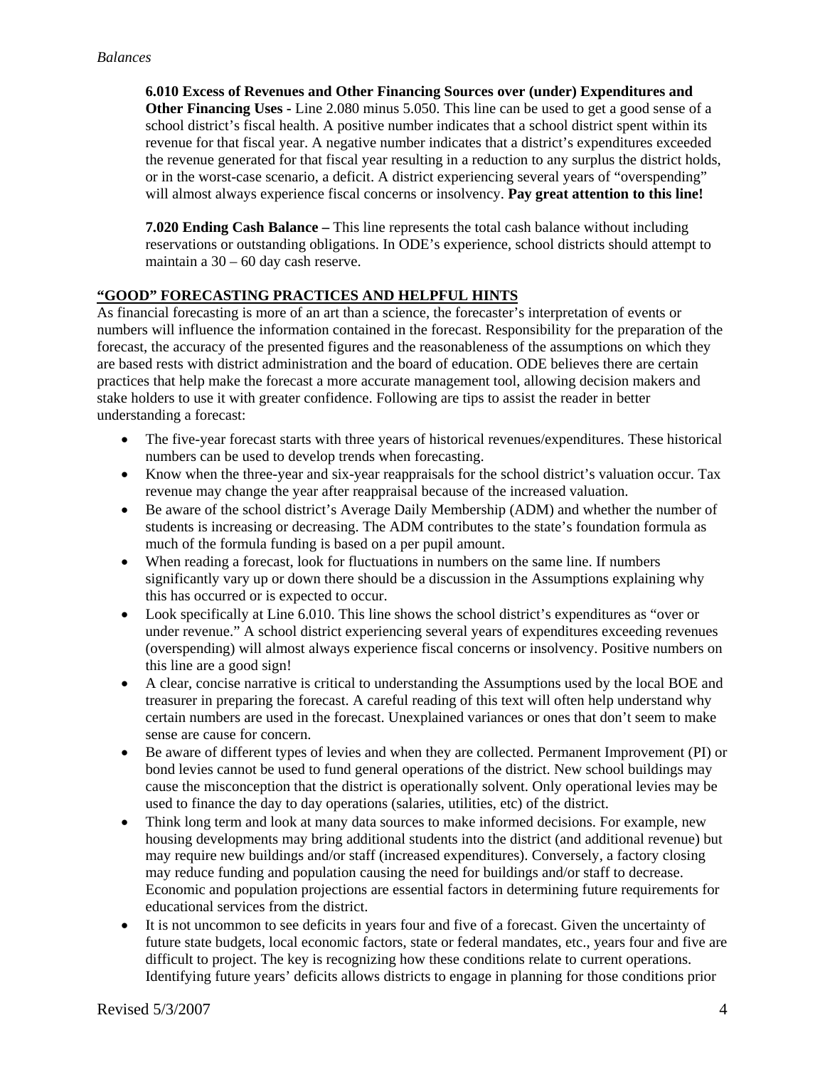*Balances*

**6.010 Excess of Revenues and Other Financing Sources over (under) Expenditures and Other Financing Uses -** Line 2.080 minus 5.050. This line can be used to get a good sense of a school district's fiscal health. A positive number indicates that a school district spent within its revenue for that fiscal year. A negative number indicates that a district's expenditures exceeded the revenue generated for that fiscal year resulting in a reduction to any surplus the district holds, or in the worst-case scenario, a deficit. A district experiencing several years of "overspending" will almost always experience fiscal concerns or insolvency. **Pay great attention to this line!**

**7.020 Ending Cash Balance –** This line represents the total cash balance without including reservations or outstanding obligations. In ODE's experience, school districts should attempt to maintain a 30 – 60 day cash reserve.

## "GOOD" FORECASTING PRACTICES AND HELPFUL HINTS

As financial forecasting is more of an art than a science, the forecaster's interpretation of events or numbers will influence the information contained in the forecast. Responsibility for the preparation of the forecast, the accuracy of the presented figures and the reasonableness of the assumptions on which they are based rests with district administration and the board of education. ODE believes there are certain practices that help make the forecast a more accurate management tool, allowing decision makers and stake holders to use it with greater confidence. Following are tips to assist the reader in better understanding a forecast:

- The five-year forecast starts with three years of historical revenues/expenditures. These historical numbers can be used to develop trends when forecasting.
- Know when the three-year and six-year reappraisals for the school district's valuation occur. Tax revenue may change the year after reappraisal because of the increased valuation.
- Be aware of the school district's Average Daily Membership (ADM) and whether the number of students is increasing or decreasing. The ADM contributes to the state's foundation formula as much of the formula funding is based on a per pupil amount.
- When reading a forecast, look for fluctuations in numbers on the same line. If numbers significantly vary up or down there should be a discussion in the Assumptions explaining why this has occurred or is expected to occur.
- Look specifically at Line 6.010. This line shows the school district's expenditures as "over or under revenue." A school district experiencing several years of expenditures exceeding revenues (overspending) will almost always experience fiscal concerns or insolvency. Positive numbers on this line are a good sign!
- A clear, concise narrative is critical to understanding the Assumptions used by the local BOE and treasurer in preparing the forecast. A careful reading of this text will often help understand why certain numbers are used in the forecast. Unexplained variances or ones that don't seem to make sense are cause for concern.
- Be aware of different types of levies and when they are collected. Permanent Improvement (PI) or bond levies cannot be used to fund general operations of the district. New school buildings may cause the misconception that the district is operationally solvent. Only operational levies may be used to finance the day to day operations (salaries, utilities, etc) of the district.
- Think long term and look at many data sources to make informed decisions. For example, new housing developments may bring additional students into the district (and additional revenue) but may require new buildings and/or staff (increased expenditures). Conversely, a factory closing may reduce funding and population causing the need for buildings and/or staff to decrease. Economic and population projections are essential factors in determining future requirements for educational services from the district.
- It is not uncommon to see deficits in years four and five of a forecast. Given the uncertainty of future state budgets, local economic factors, state or federal mandates, etc., years four and five are difficult to project. The key is recognizing how these conditions relate to current operations. Identifying future years' deficits allows districts to engage in planning for those conditions prior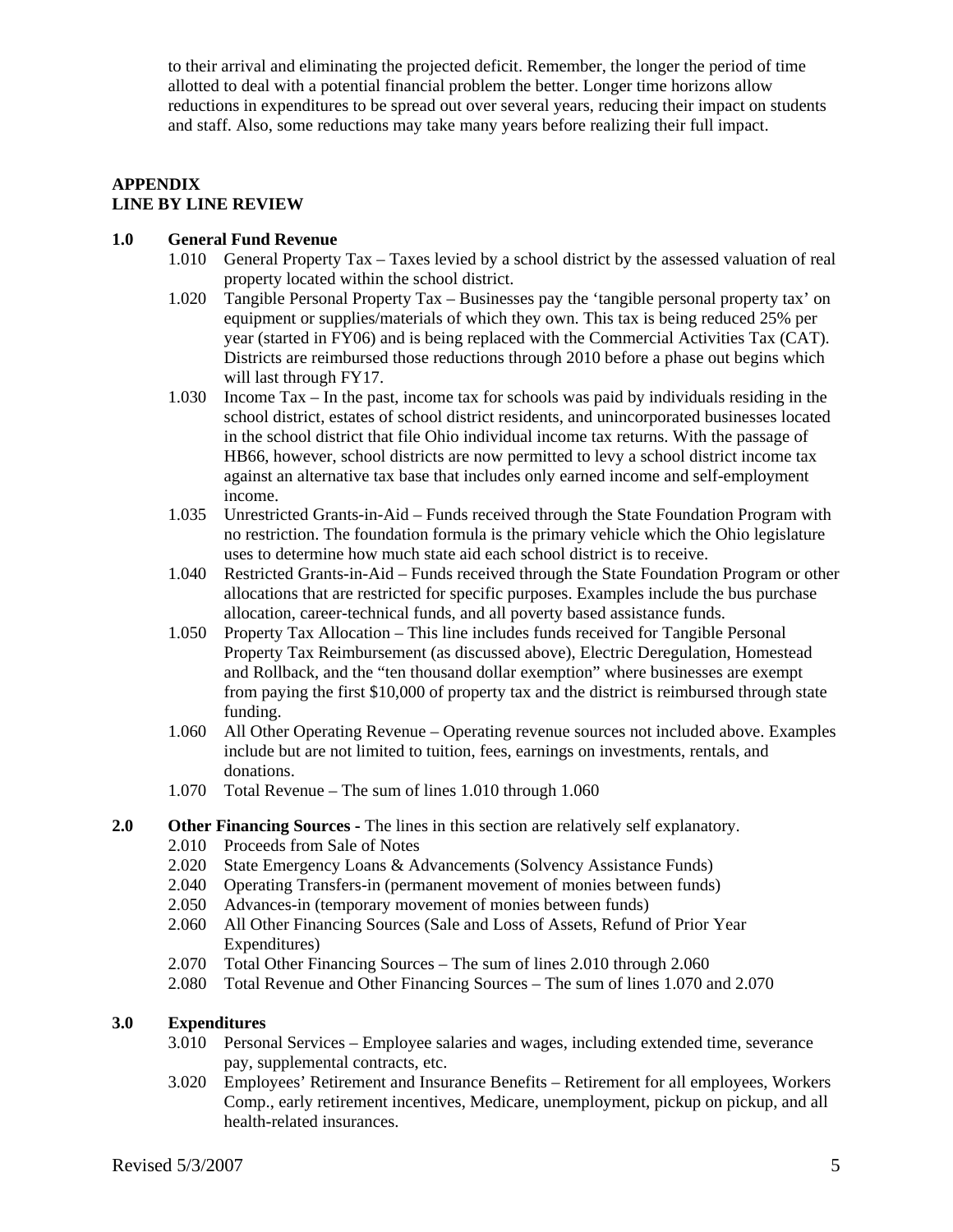to their arrival and eliminating the projected deficit. Remember, the longer the period of time allotted to deal with a potential financial problem the better. Longer time horizons allow reductions in expenditures to be spread out over several years, reducing their impact on students and staff. Also, some reductions may take many years before realizing their full impact.

## APPENDIX
## LINE BY LINE REVIEW

### 1.0 General Fund Revenue

- 1.010 General Property Tax – Taxes levied by a school district by the assessed valuation of real property located within the school district.
- 1.020 Tangible Personal Property Tax – Businesses pay the 'tangible personal property tax' on equipment or supplies/materials of which they own. This tax is being reduced 25% per year (started in FY06) and is being replaced with the Commercial Activities Tax (CAT). Districts are reimbursed those reductions through 2010 before a phase out begins which will last through FY17.
- 1.030 Income Tax – In the past, income tax for schools was paid by individuals residing in the school district, estates of school district residents, and unincorporated businesses located in the school district that file Ohio individual income tax returns. With the passage of HB66, however, school districts are now permitted to levy a school district income tax against an alternative tax base that includes only earned income and self-employment income.
- 1.035 Unrestricted Grants-in-Aid – Funds received through the State Foundation Program with no restriction. The foundation formula is the primary vehicle which the Ohio legislature uses to determine how much state aid each school district is to receive.
- 1.040 Restricted Grants-in-Aid – Funds received through the State Foundation Program or other allocations that are restricted for specific purposes. Examples include the bus purchase allocation, career-technical funds, and all poverty based assistance funds.
- 1.050 Property Tax Allocation – This line includes funds received for Tangible Personal Property Tax Reimbursement (as discussed above), Electric Deregulation, Homestead and Rollback, and the "ten thousand dollar exemption" where businesses are exempt from paying the first $10,000 of property tax and the district is reimbursed through state funding.
- 1.060 All Other Operating Revenue – Operating revenue sources not included above. Examples include but are not limited to tuition, fees, earnings on investments, rentals, and donations.
- 1.070 Total Revenue – The sum of lines 1.010 through 1.060

### 2.0 Other Financing Sources - The lines in this section are relatively self explanatory.

- 2.010 Proceeds from Sale of Notes
- 2.020 State Emergency Loans & Advancements (Solvency Assistance Funds)
- 2.040 Operating Transfers-in (permanent movement of monies between funds)
- 2.050 Advances-in (temporary movement of monies between funds)
- 2.060 All Other Financing Sources (Sale and Loss of Assets, Refund of Prior Year Expenditures)
- 2.070 Total Other Financing Sources – The sum of lines 2.010 through 2.060
- 2.080 Total Revenue and Other Financing Sources – The sum of lines 1.070 and 2.070

### 3.0 Expenditures

- 3.010 Personal Services – Employee salaries and wages, including extended time, severance pay, supplemental contracts, etc.
- 3.020 Employees' Retirement and Insurance Benefits – Retirement for all employees, Workers Comp., early retirement incentives, Medicare, unemployment, pickup on pickup, and all health-related insurances.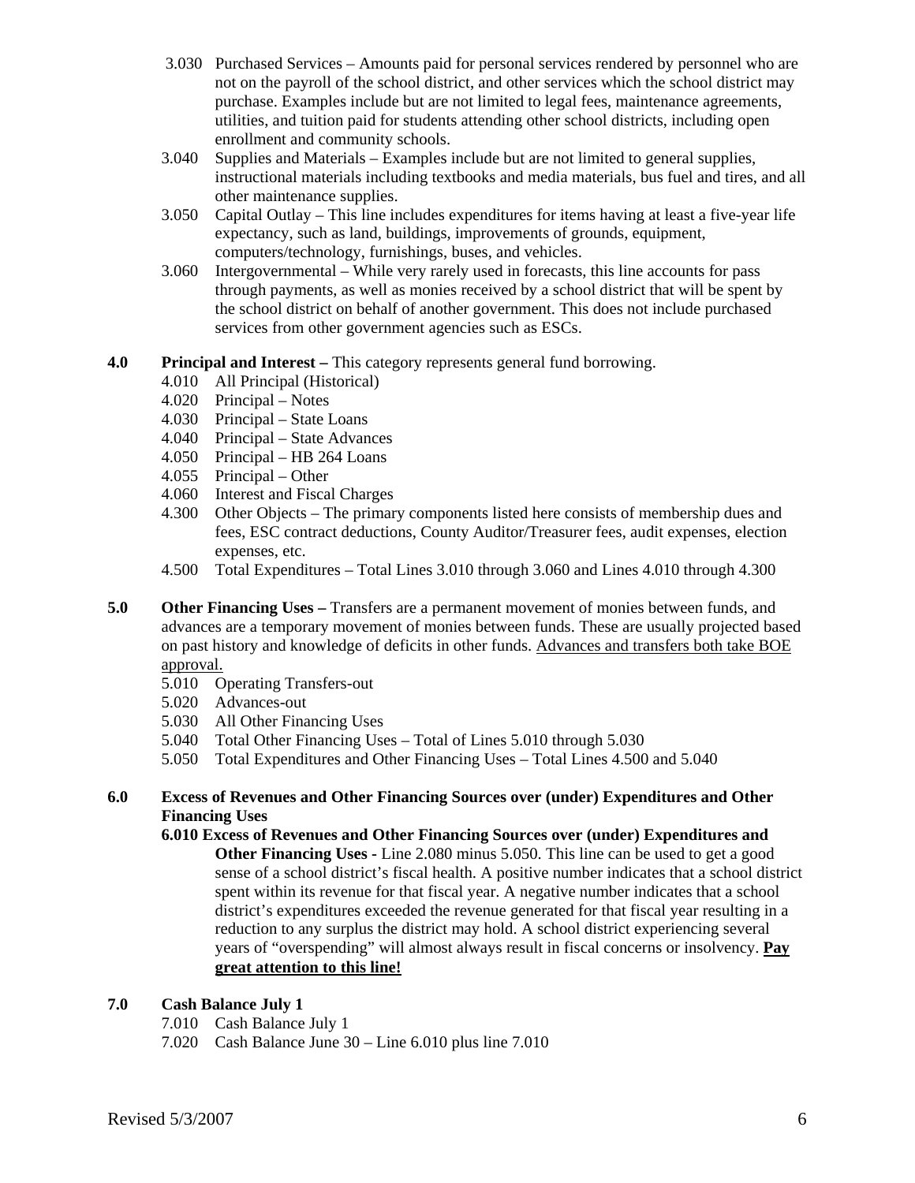3.030 Purchased Services – Amounts paid for personal services rendered by personnel who are not on the payroll of the school district, and other services which the school district may purchase. Examples include but are not limited to legal fees, maintenance agreements, utilities, and tuition paid for students attending other school districts, including open enrollment and community schools.

3.040 Supplies and Materials – Examples include but are not limited to general supplies, instructional materials including textbooks and media materials, bus fuel and tires, and all other maintenance supplies.

3.050 Capital Outlay – This line includes expenditures for items having at least a five-year life expectancy, such as land, buildings, improvements of grounds, equipment, computers/technology, furnishings, buses, and vehicles.

3.060 Intergovernmental – While very rarely used in forecasts, this line accounts for pass through payments, as well as monies received by a school district that will be spent by the school district on behalf of another government. This does not include purchased services from other government agencies such as ESCs.

**4.0 Principal and Interest –** This category represents general fund borrowing.

- 4.010 All Principal (Historical)
- 4.020 Principal – Notes
- 4.030 Principal – State Loans
- 4.040 Principal – State Advances
- 4.050 Principal – HB 264 Loans
- 4.055 Principal – Other
- 4.060 Interest and Fiscal Charges
- 4.300 Other Objects – The primary components listed here consists of membership dues and fees, ESC contract deductions, County Auditor/Treasurer fees, audit expenses, election expenses, etc.
- 4.500 Total Expenditures – Total Lines 3.010 through 3.060 and Lines 4.010 through 4.300

**5.0 Other Financing Uses –** Transfers are a permanent movement of monies between funds, and advances are a temporary movement of monies between funds. These are usually projected based on past history and knowledge of deficits in other funds. <u>Advances and transfers both take BOE approval.</u>

- 5.010 Operating Transfers-out
- 5.020 Advances-out
- 5.030 All Other Financing Uses
- 5.040 Total Other Financing Uses – Total of Lines 5.010 through 5.030
- 5.050 Total Expenditures and Other Financing Uses – Total Lines 4.500 and 5.040

**6.0 Excess of Revenues and Other Financing Sources over (under) Expenditures and Other Financing Uses**

**6.010 Excess of Revenues and Other Financing Sources over (under) Expenditures and Other Financing Uses** - Line 2.080 minus 5.050. This line can be used to get a good sense of a school district's fiscal health. A positive number indicates that a school district spent within its revenue for that fiscal year. A negative number indicates that a school district's expenditures exceeded the revenue generated for that fiscal year resulting in a reduction to any surplus the district may hold. A school district experiencing several years of "overspending" will almost always result in fiscal concerns or insolvency. **<u>Pay great attention to this line!</u>**

**7.0 Cash Balance July 1**

- 7.010 Cash Balance July 1
- 7.020 Cash Balance June 30 – Line 6.010 plus line 7.010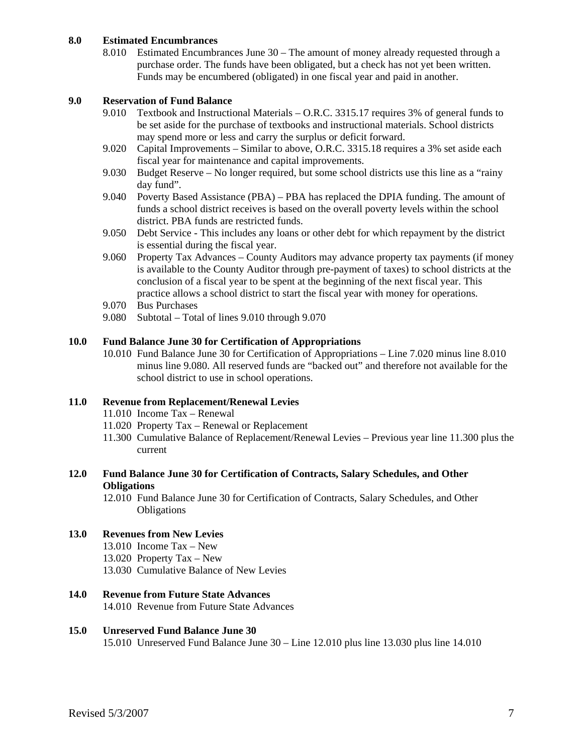**8.0 Estimated Encumbrances**

8.010 Estimated Encumbrances June 30 – The amount of money already requested through a purchase order. The funds have been obligated, but a check has not yet been written. Funds may be encumbered (obligated) in one fiscal year and paid in another.

**9.0 Reservation of Fund Balance**

9.010 Textbook and Instructional Materials – O.R.C. 3315.17 requires 3% of general funds to be set aside for the purchase of textbooks and instructional materials. School districts may spend more or less and carry the surplus or deficit forward.

9.020 Capital Improvements – Similar to above, O.R.C. 3315.18 requires a 3% set aside each fiscal year for maintenance and capital improvements.

9.030 Budget Reserve – No longer required, but some school districts use this line as a "rainy day fund".

9.040 Poverty Based Assistance (PBA) – PBA has replaced the DPIA funding. The amount of funds a school district receives is based on the overall poverty levels within the school district. PBA funds are restricted funds.

9.050 Debt Service - This includes any loans or other debt for which repayment by the district is essential during the fiscal year.

9.060 Property Tax Advances – County Auditors may advance property tax payments (if money is available to the County Auditor through pre-payment of taxes) to school districts at the conclusion of a fiscal year to be spent at the beginning of the next fiscal year. This practice allows a school district to start the fiscal year with money for operations.

9.070 Bus Purchases

9.080 Subtotal – Total of lines 9.010 through 9.070

**10.0 Fund Balance June 30 for Certification of Appropriations**

10.010 Fund Balance June 30 for Certification of Appropriations – Line 7.020 minus line 8.010 minus line 9.080. All reserved funds are "backed out" and therefore not available for the school district to use in school operations.

**11.0 Revenue from Replacement/Renewal Levies**

11.010 Income Tax – Renewal

11.020 Property Tax – Renewal or Replacement

11.300 Cumulative Balance of Replacement/Renewal Levies – Previous year line 11.300 plus the current

**12.0 Fund Balance June 30 for Certification of Contracts, Salary Schedules, and Other Obligations**

12.010 Fund Balance June 30 for Certification of Contracts, Salary Schedules, and Other Obligations

**13.0 Revenues from New Levies**

13.010 Income Tax – New

13.020 Property Tax – New

13.030 Cumulative Balance of New Levies

**14.0 Revenue from Future State Advances**

14.010 Revenue from Future State Advances

**15.0 Unreserved Fund Balance June 30**

15.010 Unreserved Fund Balance June 30 – Line 12.010 plus line 13.030 plus line 14.010

Revised 5/3/2007